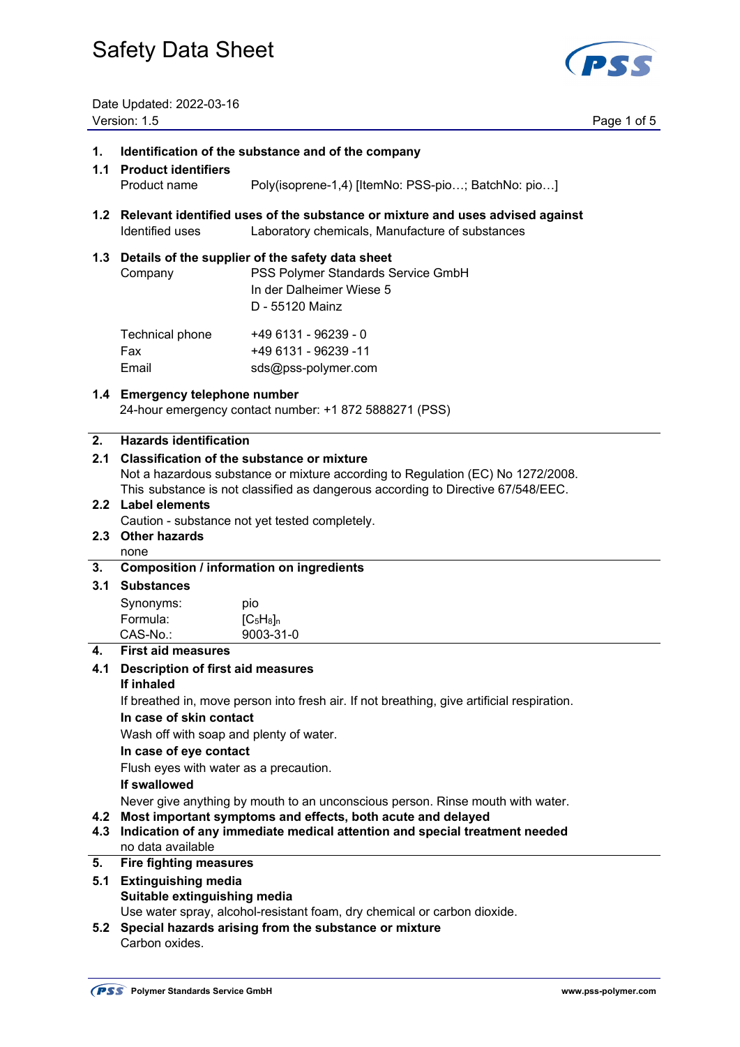# Safety Data Sheet

Date Updated: 2022-03-16
Version: 1.5

## 1. Identification of the substance and of the company

### 1.1 Product identifiers

Product name — Poly(isoprene-1,4) [ItemNo: PSS-pio…; BatchNo: pio…]

### 1.2 Relevant identified uses of the substance or mixture and uses advised against

Identified uses — Laboratory chemicals, Manufacture of substances

### 1.3 Details of the supplier of the safety data sheet

Company — PSS Polymer Standards Service GmbH
In der Dalheimer Wiese 5
D - 55120 Mainz

Technical phone — +49 6131 - 96239 - 0
Fax — +49 6131 - 96239 -11
Email — sds@pss-polymer.com

### 1.4 Emergency telephone number

24-hour emergency contact number: +1 872 5888271 (PSS)

## 2. Hazards identification

### 2.1 Classification of the substance or mixture

Not a hazardous substance or mixture according to Regulation (EC) No 1272/2008.
This substance is not classified as dangerous according to Directive 67/548/EEC.

### 2.2 Label elements

Caution - substance not yet tested completely.

### 2.3 Other hazards

none

## 3. Composition / information on ingredients

### 3.1 Substances

Synonyms: pio
Formula: $[C_5H_8]_n$
CAS-No.: 9003-31-0

## 4. First aid measures

### 4.1 Description of first aid measures

**If inhaled**

If breathed in, move person into fresh air. If not breathing, give artificial respiration.

**In case of skin contact**

Wash off with soap and plenty of water.

**In case of eye contact**

Flush eyes with water as a precaution.

**If swallowed**

Never give anything by mouth to an unconscious person. Rinse mouth with water.

### 4.2 Most important symptoms and effects, both acute and delayed

### 4.3 Indication of any immediate medical attention and special treatment needed

no data available

## 5. Fire fighting measures

### 5.1 Extinguishing media

**Suitable extinguishing media**

Use water spray, alcohol-resistant foam, dry chemical or carbon dioxide.

### 5.2 Special hazards arising from the substance or mixture

Carbon oxides.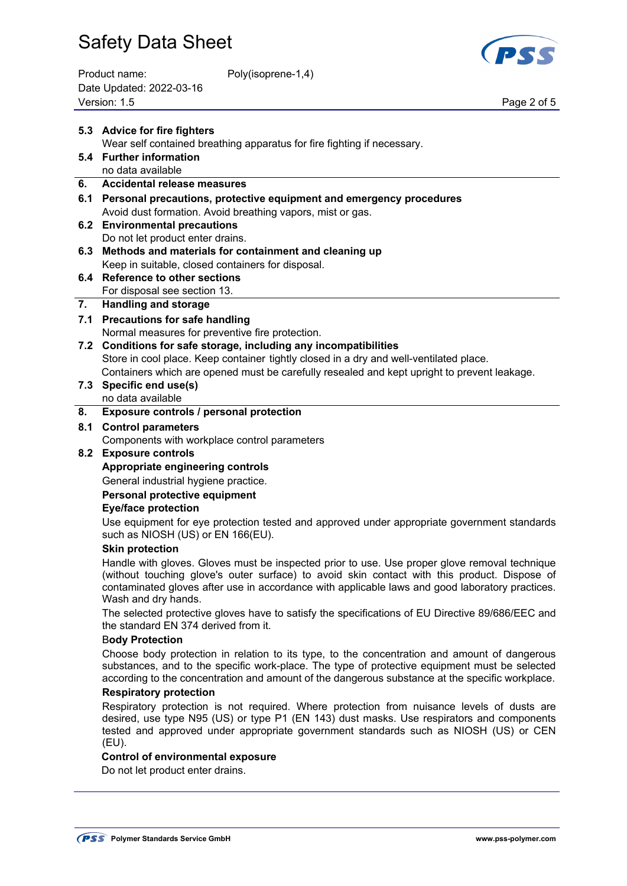**5.3 Advice for fire fighters**

Wear self contained breathing apparatus for fire fighting if necessary.

**5.4 Further information**

no data available

## 6. Accidental release measures

**6.1 Personal precautions, protective equipment and emergency procedures**

Avoid dust formation. Avoid breathing vapors, mist or gas.

**6.2 Environmental precautions**

Do not let product enter drains.

**6.3 Methods and materials for containment and cleaning up**

Keep in suitable, closed containers for disposal.

**6.4 Reference to other sections**

For disposal see section 13.

## 7. Handling and storage

**7.1 Precautions for safe handling**

Normal measures for preventive fire protection.

**7.2 Conditions for safe storage, including any incompatibilities**

Store in cool place. Keep container tightly closed in a dry and well-ventilated place.
Containers which are opened must be carefully resealed and kept upright to prevent leakage.

**7.3 Specific end use(s)**

no data available

## 8. Exposure controls / personal protection

**8.1 Control parameters**

Components with workplace control parameters

**8.2 Exposure controls**

**Appropriate engineering controls**

General industrial hygiene practice.

**Personal protective equipment**

**Eye/face protection**

Use equipment for eye protection tested and approved under appropriate government standards such as NIOSH (US) or EN 166(EU).

**Skin protection**

Handle with gloves. Gloves must be inspected prior to use. Use proper glove removal technique (without touching glove's outer surface) to avoid skin contact with this product. Dispose of contaminated gloves after use in accordance with applicable laws and good laboratory practices. Wash and dry hands.

The selected protective gloves have to satisfy the specifications of EU Directive 89/686/EEC and the standard EN 374 derived from it.

**Body Protection**

Choose body protection in relation to its type, to the concentration and amount of dangerous substances, and to the specific work-place. The type of protective equipment must be selected according to the concentration and amount of the dangerous substance at the specific workplace.

**Respiratory protection**

Respiratory protection is not required. Where protection from nuisance levels of dusts are desired, use type N95 (US) or type P1 (EN 143) dust masks. Use respirators and components tested and approved under appropriate government standards such as NIOSH (US) or CEN (EU).

**Control of environmental exposure**

Do not let product enter drains.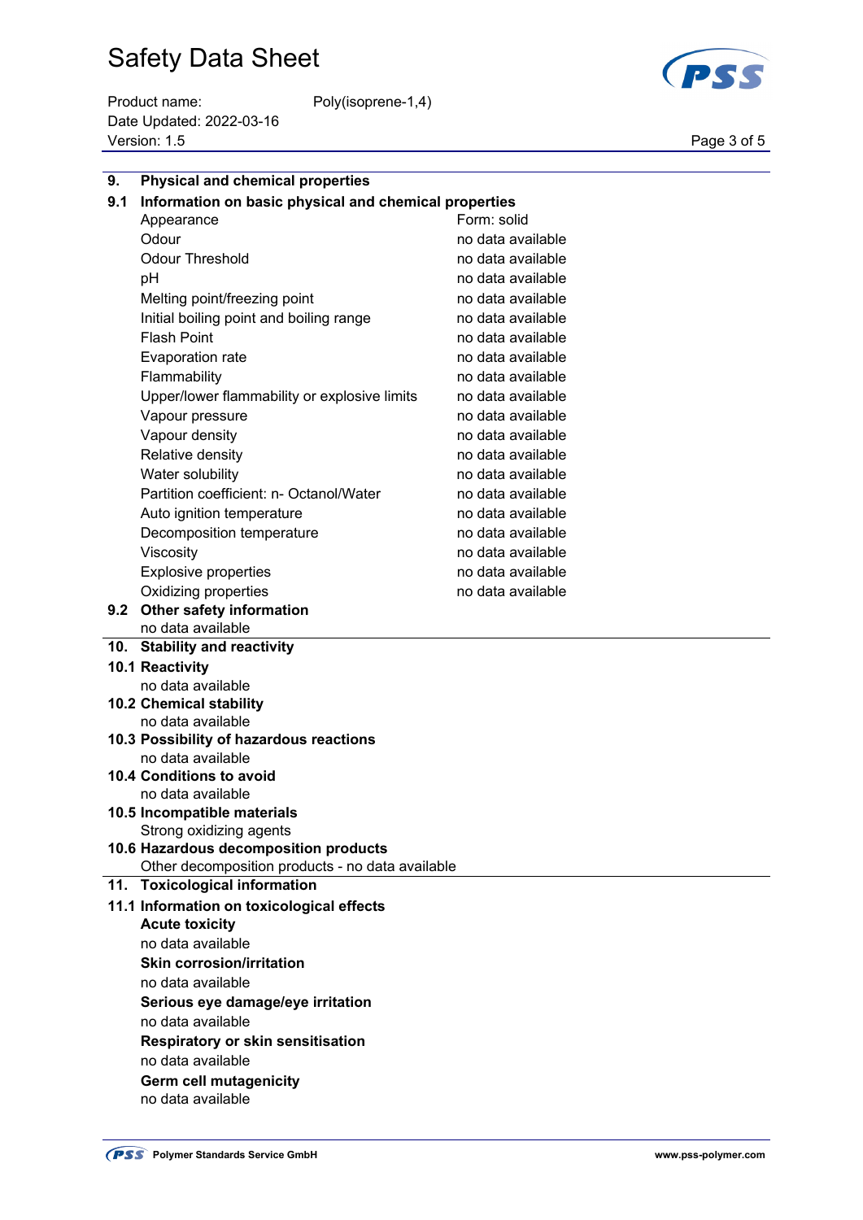## 9. Physical and chemical properties

### 9.1 Information on basic physical and chemical properties

| Property | Value |
|---|---|
| Appearance | Form: solid |
| Odour | no data available |
| Odour Threshold | no data available |
| pH | no data available |
| Melting point/freezing point | no data available |
| Initial boiling point and boiling range | no data available |
| Flash Point | no data available |
| Evaporation rate | no data available |
| Flammability | no data available |
| Upper/lower flammability or explosive limits | no data available |
| Vapour pressure | no data available |
| Vapour density | no data available |
| Relative density | no data available |
| Water solubility | no data available |
| Partition coefficient: n- Octanol/Water | no data available |
| Auto ignition temperature | no data available |
| Decomposition temperature | no data available |
| Viscosity | no data available |
| Explosive properties | no data available |
| Oxidizing properties | no data available |

### 9.2 Other safety information

no data available

## 10. Stability and reactivity

### 10.1 Reactivity

no data available

### 10.2 Chemical stability

no data available

### 10.3 Possibility of hazardous reactions

no data available

### 10.4 Conditions to avoid

no data available

### 10.5 Incompatible materials

Strong oxidizing agents

### 10.6 Hazardous decomposition products

Other decomposition products - no data available

## 11. Toxicological information

### 11.1 Information on toxicological effects

**Acute toxicity**

no data available

**Skin corrosion/irritation**

no data available

**Serious eye damage/eye irritation**

no data available

**Respiratory or skin sensitisation**

no data available

**Germ cell mutagenicity**

no data available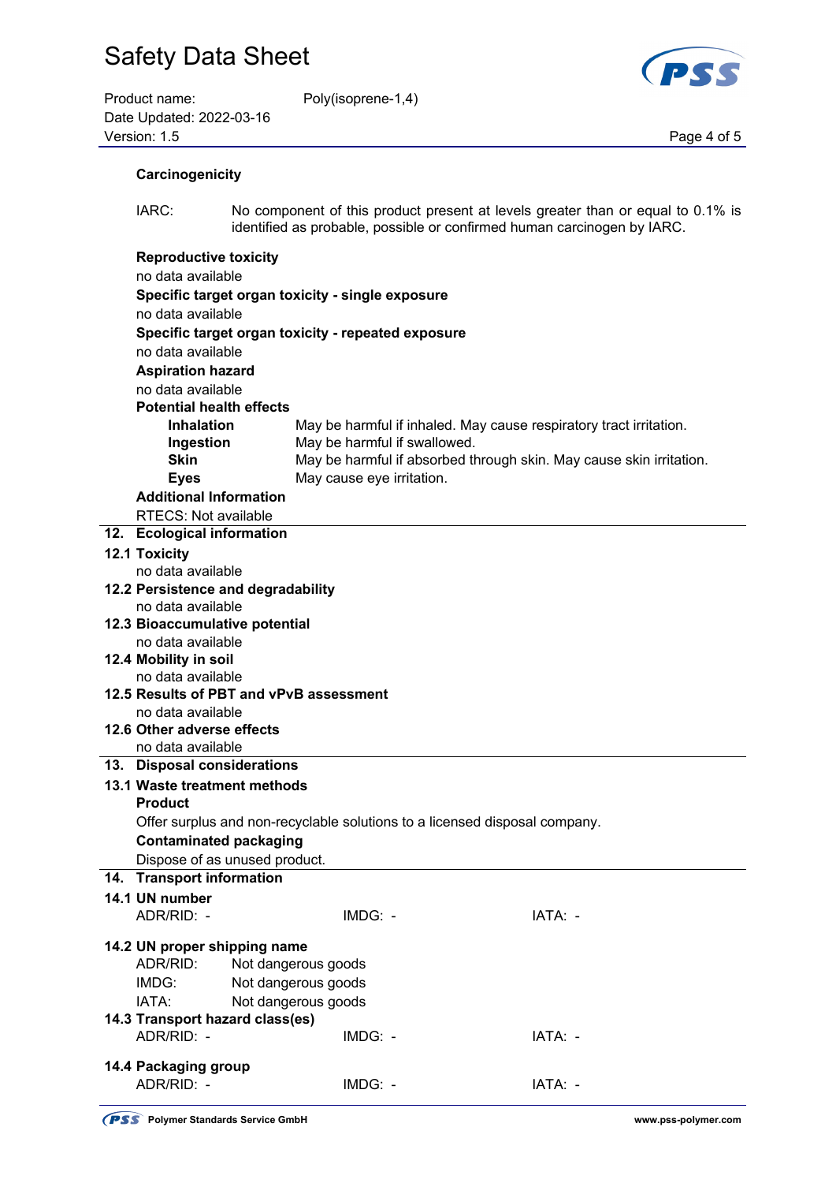**Carcinogenicity**

IARC: No component of this product present at levels greater than or equal to 0.1% is identified as probable, possible or confirmed human carcinogen by IARC.

**Reproductive toxicity**

no data available

**Specific target organ toxicity - single exposure**

no data available

**Specific target organ toxicity - repeated exposure**

no data available

**Aspiration hazard**

no data available

**Potential health effects**

| | |
|---|---|
| **Inhalation** | May be harmful if inhaled. May cause respiratory tract irritation. |
| **Ingestion** | May be harmful if swallowed. |
| **Skin** | May be harmful if absorbed through skin. May cause skin irritation. |
| **Eyes** | May cause eye irritation. |

**Additional Information**

RTECS: Not available

## 12. Ecological information

### 12.1 Toxicity

no data available

### 12.2 Persistence and degradability

no data available

### 12.3 Bioaccumulative potential

no data available

### 12.4 Mobility in soil

no data available

### 12.5 Results of PBT and vPvB assessment

no data available

### 12.6 Other adverse effects

no data available

## 13. Disposal considerations

### 13.1 Waste treatment methods

**Product**

Offer surplus and non-recyclable solutions to a licensed disposal company.

**Contaminated packaging**

Dispose of as unused product.

## 14. Transport information

### 14.1 UN number

ADR/RID: - IMDG: - IATA: -

### 14.2 UN proper shipping name

ADR/RID: Not dangerous goods
IMDG: Not dangerous goods
IATA: Not dangerous goods

### 14.3 Transport hazard class(es)

ADR/RID: - IMDG: - IATA: -

### 14.4 Packaging group

ADR/RID: - IMDG: - IATA: -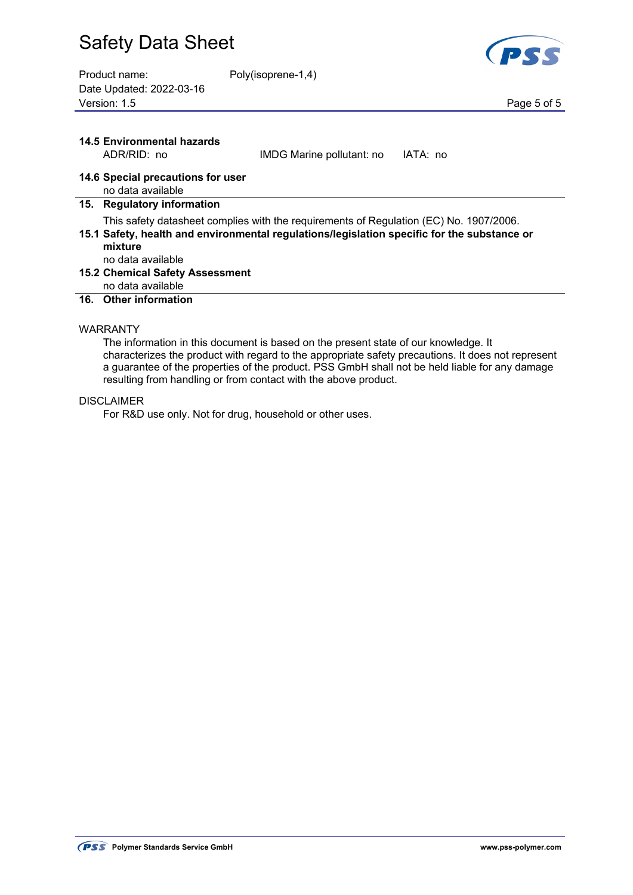### 14.5 Environmental hazards

ADR/RID: no IMDG Marine pollutant: no IATA: no

### 14.6 Special precautions for user

no data available

## 15. Regulatory information

This safety datasheet complies with the requirements of Regulation (EC) No. 1907/2006.

### 15.1 Safety, health and environmental regulations/legislation specific for the substance or mixture

no data available

### 15.2 Chemical Safety Assessment

no data available

## 16. Other information

WARRANTY

The information in this document is based on the present state of our knowledge. It characterizes the product with regard to the appropriate safety precautions. It does not represent a guarantee of the properties of the product. PSS GmbH shall not be held liable for any damage resulting from handling or from contact with the above product.

DISCLAIMER

For R&D use only. Not for drug, household or other uses.